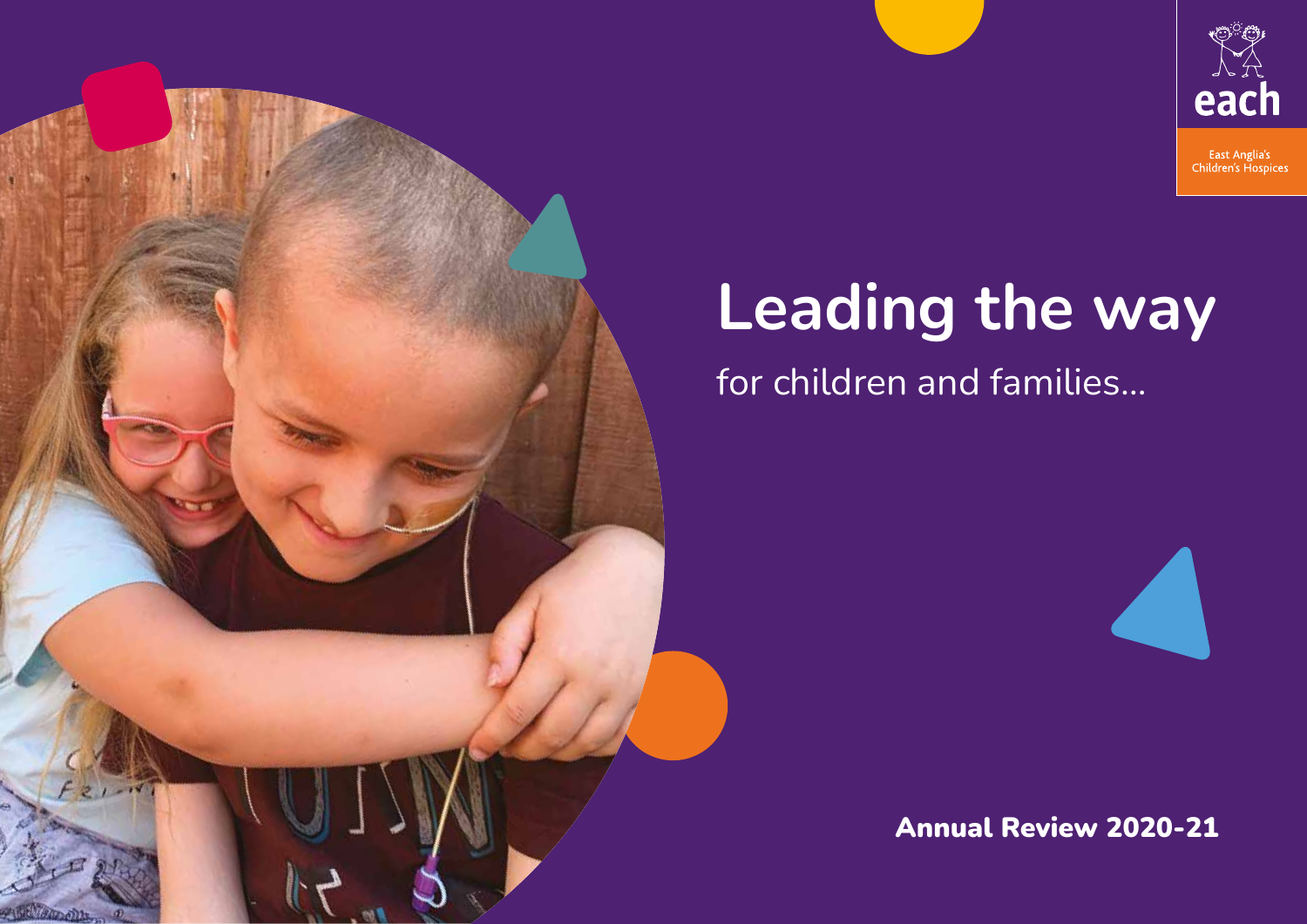each

East Anglia's Children's Hospices

# Leading the way

for children and families...

**Annual Review 2020-21**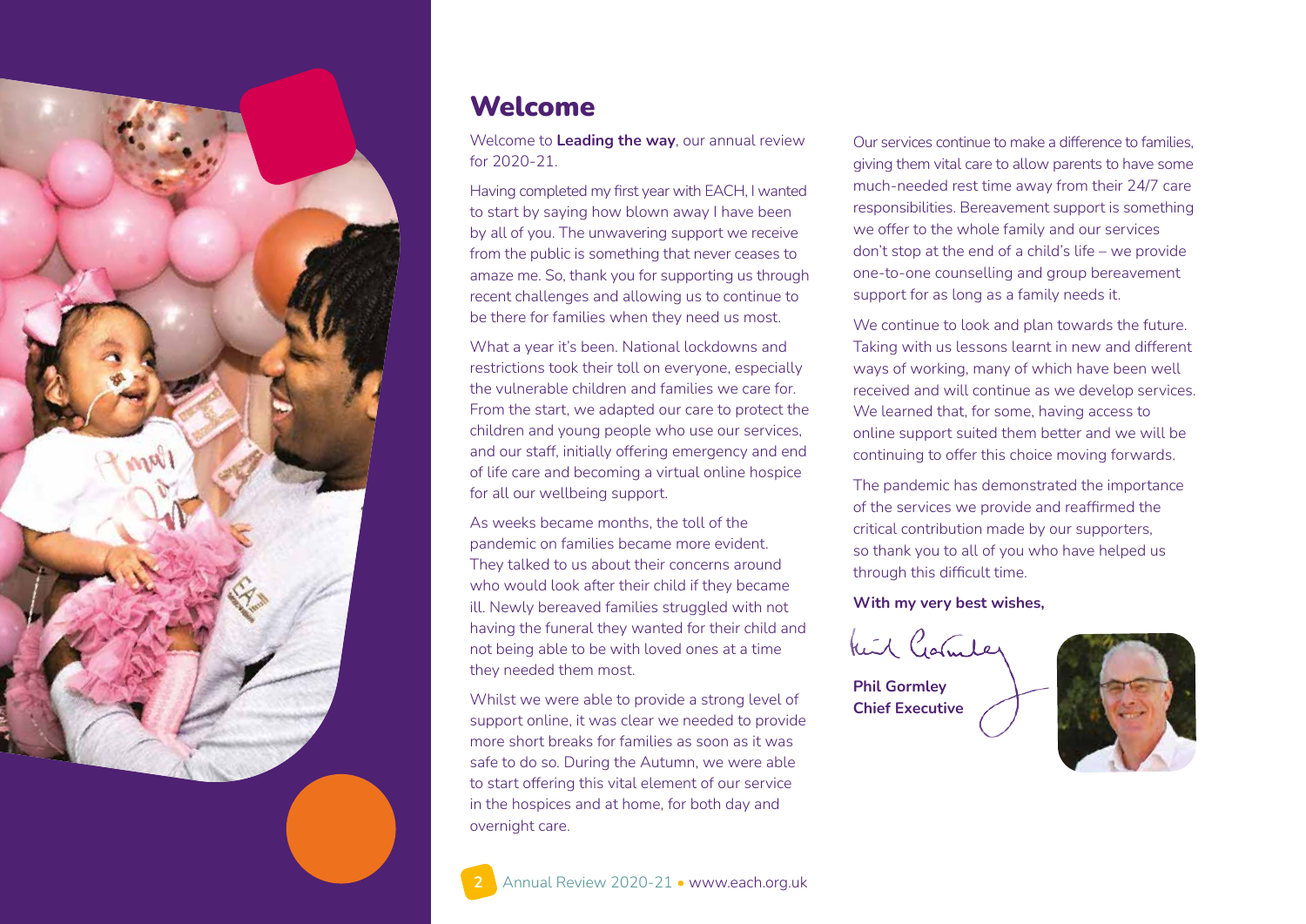# Welcome

Welcome to **Leading the way**, our annual review for 2020-21.

Having completed my first year with EACH, I wanted to start by saying how blown away I have been by all of you. The unwavering support we receive from the public is something that never ceases to amaze me. So, thank you for supporting us through recent challenges and allowing us to continue to be there for families when they need us most.

What a year it's been. National lockdowns and restrictions took their toll on everyone, especially the vulnerable children and families we care for. From the start, we adapted our care to protect the children and young people who use our services, and our staff, initially offering emergency and end of life care and becoming a virtual online hospice for all our wellbeing support.

As weeks became months, the toll of the pandemic on families became more evident. They talked to us about their concerns around who would look after their child if they became ill. Newly bereaved families struggled with not having the funeral they wanted for their child and not being able to be with loved ones at a time they needed them most.

Whilst we were able to provide a strong level of support online, it was clear we needed to provide more short breaks for families as soon as it was safe to do so. During the Autumn, we were able to start offering this vital element of our service in the hospices and at home, for both day and overnight care.

Our services continue to make a difference to families, giving them vital care to allow parents to have some much-needed rest time away from their 24/7 care responsibilities. Bereavement support is something we offer to the whole family and our services don't stop at the end of a child's life – we provide one-to-one counselling and group bereavement support for as long as a family needs it.

We continue to look and plan towards the future. Taking with us lessons learnt in new and different ways of working, many of which have been well received and will continue as we develop services. We learned that, for some, having access to online support suited them better and we will be continuing to offer this choice moving forwards.

The pandemic has demonstrated the importance of the services we provide and reaffirmed the critical contribution made by our supporters, so thank you to all of you who have helped us through this difficult time.

**With my very best wishes,**

**Phil Gormley**
**Chief Executive**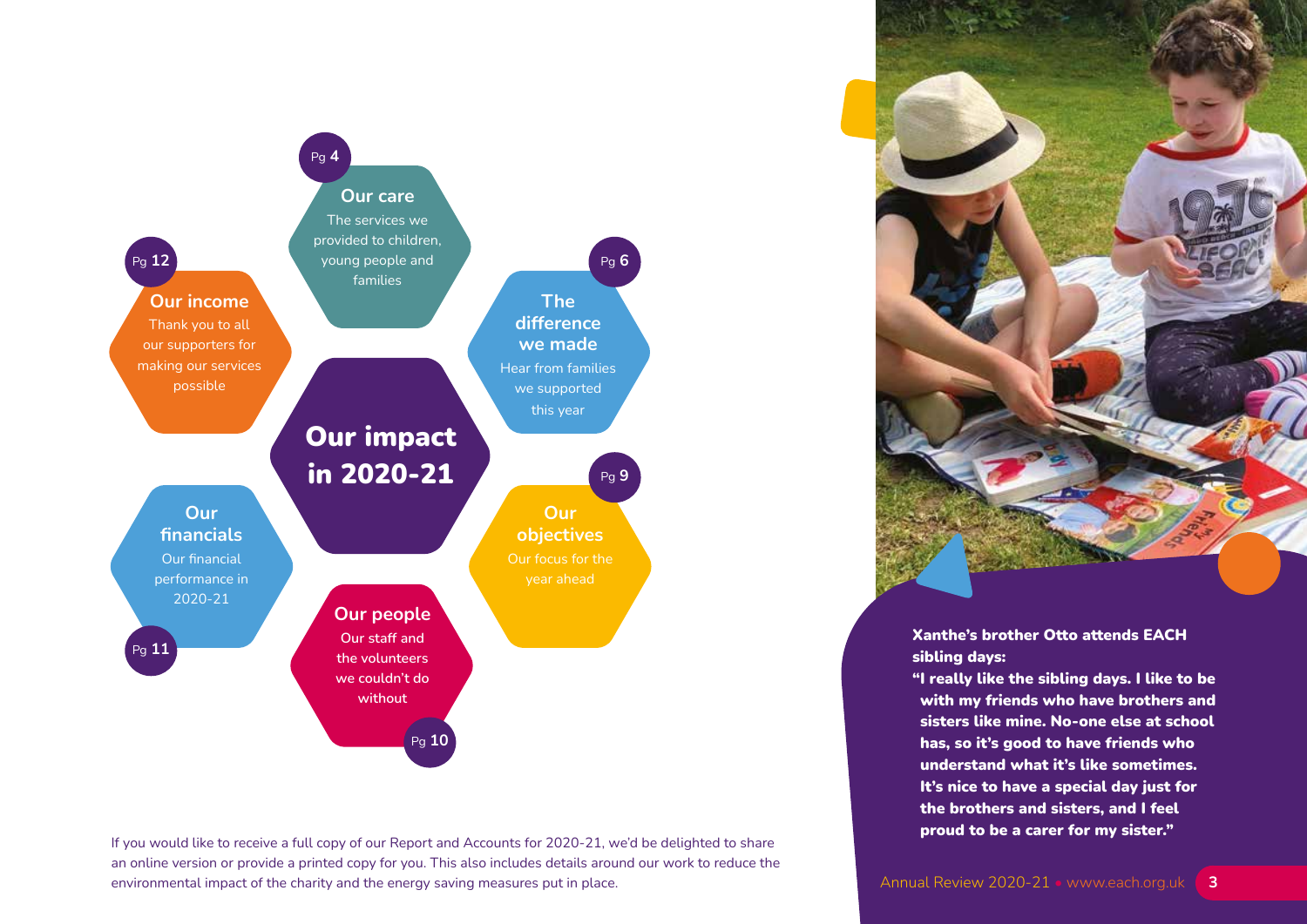# Our impact in 2020-21

## Our care
Pg 4

The services we provided to children, young people and families

## The difference we made
Pg 6

Hear from families we supported this year

## Our objectives
Pg 9

Our focus for the year ahead

## Our people
Pg 10

Our staff and the volunteers we couldn't do without

## Our financials
Pg 11

Our financial performance in 2020-21

## Our income
Pg 12

Thank you to all our supporters for making our services possible

If you would like to receive a full copy of our Report and Accounts for 2020-21, we'd be delighted to share an online version or provide a printed copy for you. This also includes details around our work to reduce the environmental impact of the charity and the energy saving measures put in place.

**Xanthe's brother Otto attends EACH sibling days:**

**"I really like the sibling days. I like to be with my friends who have brothers and sisters like mine. No-one else at school has, so it's good to have friends who understand what it's like sometimes. It's nice to have a special day just for the brothers and sisters, and I feel proud to be a carer for my sister."**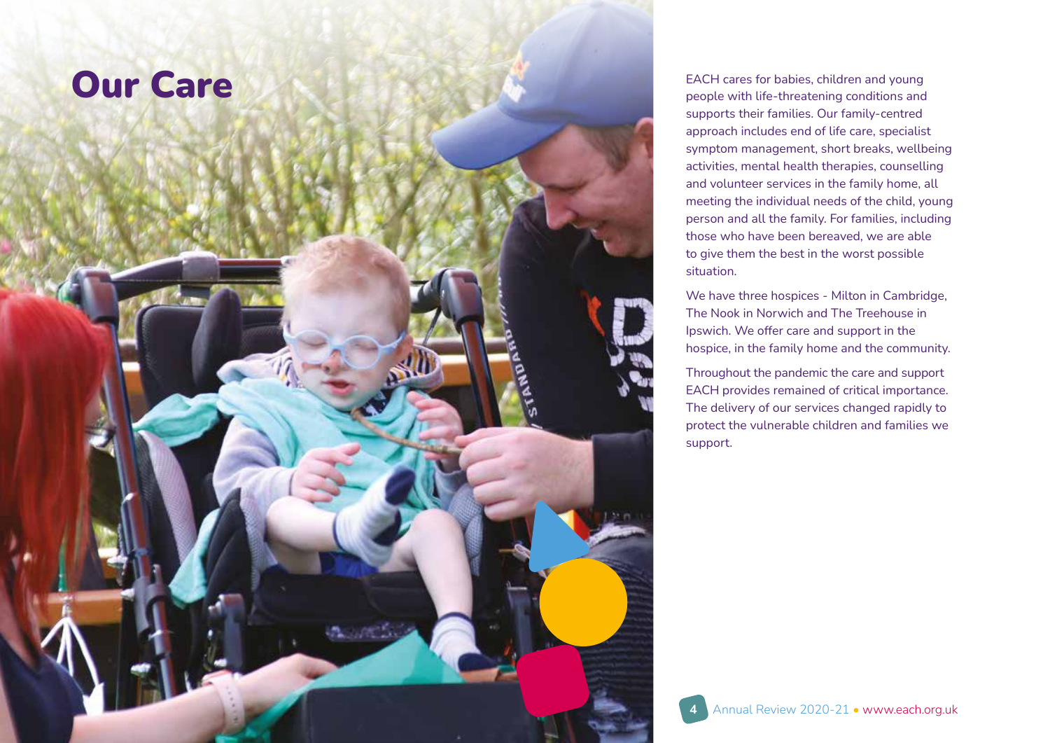# Our Care

EACH cares for babies, children and young people with life-threatening conditions and supports their families. Our family-centred approach includes end of life care, specialist symptom management, short breaks, wellbeing activities, mental health therapies, counselling and volunteer services in the family home, all meeting the individual needs of the child, young person and all the family. For families, including those who have been bereaved, we are able to give them the best in the worst possible situation.

We have three hospices - Milton in Cambridge, The Nook in Norwich and The Treehouse in Ipswich. We offer care and support in the hospice, in the family home and the community.

Throughout the pandemic the care and support EACH provides remained of critical importance. The delivery of our services changed rapidly to protect the vulnerable children and families we support.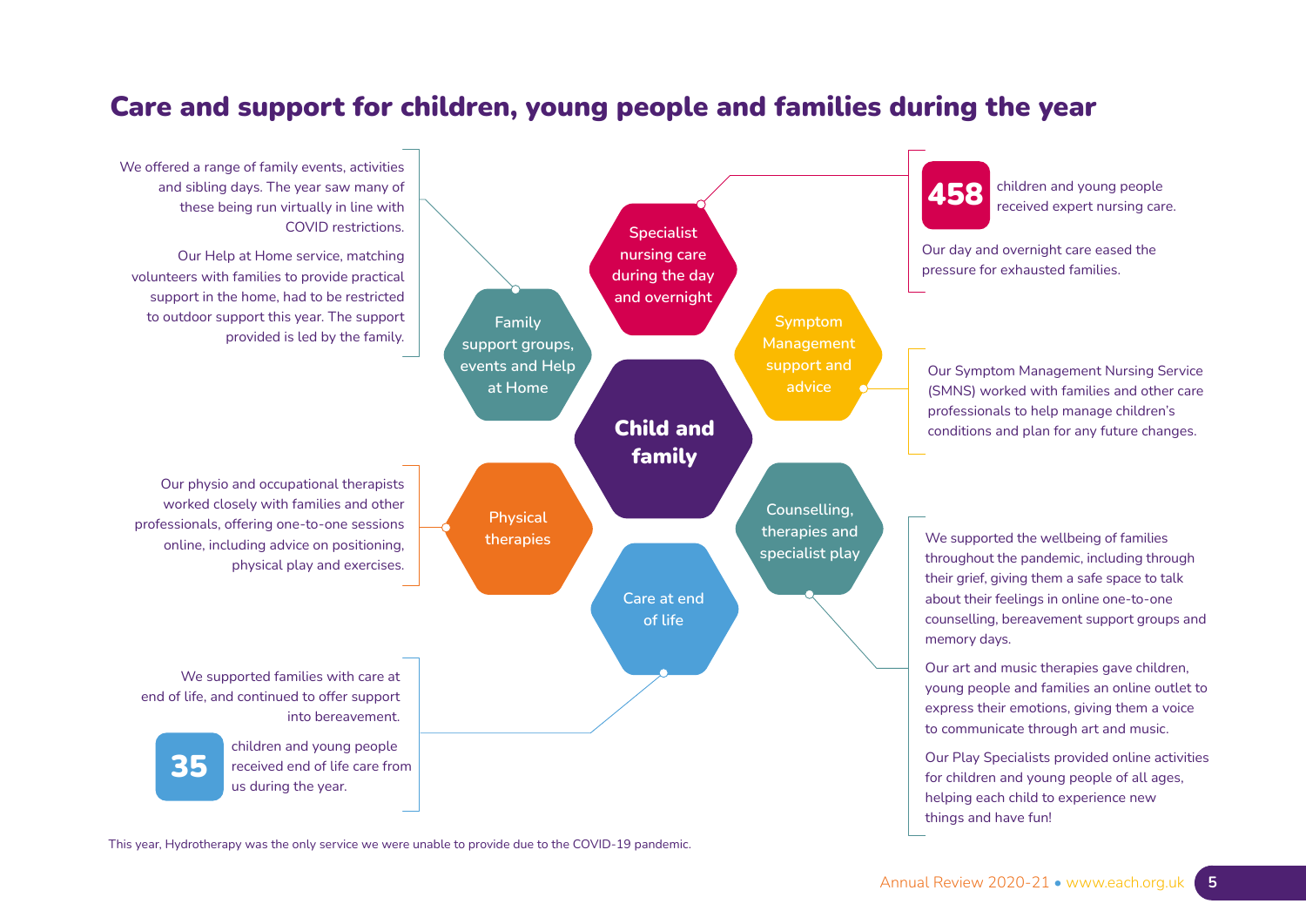# Care and support for children, young people and families during the year

**Child and family**

### Family support groups, events and Help at Home

We offered a range of family events, activities and sibling days. The year saw many of these being run virtually in line with COVID restrictions.

Our Help at Home service, matching volunteers with families to provide practical support in the home, had to be restricted to outdoor support this year. The support provided is led by the family.

### Specialist nursing care during the day and overnight

**458** children and young people received expert nursing care.

Our day and overnight care eased the pressure for exhausted families.

### Symptom Management support and advice

Our Symptom Management Nursing Service (SMNS) worked with families and other care professionals to help manage children's conditions and plan for any future changes.

### Physical therapies

Our physio and occupational therapists worked closely with families and other professionals, offering one-to-one sessions online, including advice on positioning, physical play and exercises.

### Counselling, therapies and specialist play

We supported the wellbeing of families throughout the pandemic, including through their grief, giving them a safe space to talk about their feelings in online one-to-one counselling, bereavement support groups and memory days.

Our art and music therapies gave children, young people and families an online outlet to express their emotions, giving them a voice to communicate through art and music.

Our Play Specialists provided online activities for children and young people of all ages, helping each child to experience new things and have fun!

### Care at end of life

We supported families with care at end of life, and continued to offer support into bereavement.

**35** children and young people received end of life care from us during the year.

This year, Hydrotherapy was the only service we were unable to provide due to the COVID-19 pandemic.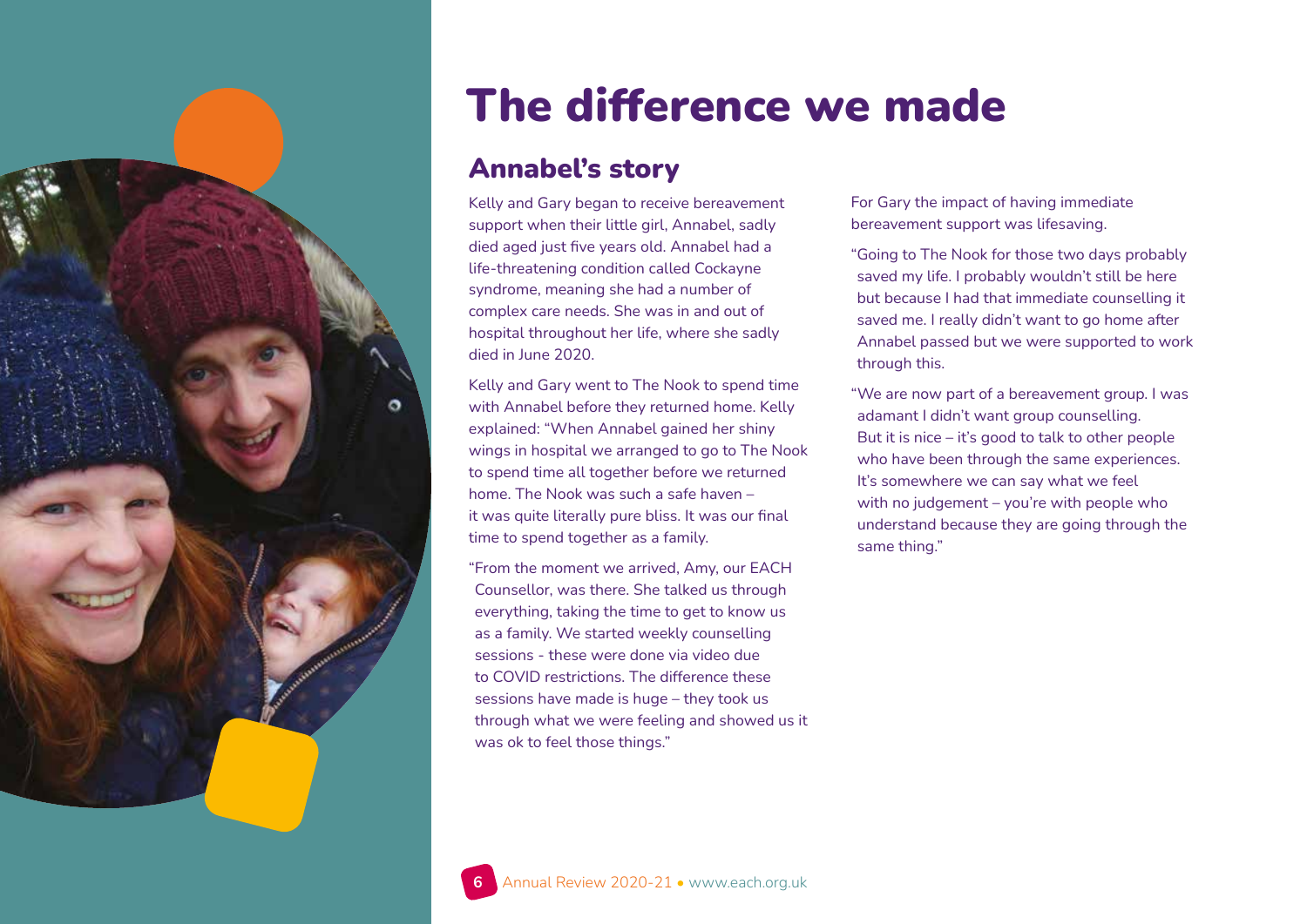# The difference we made

## Annabel's story

Kelly and Gary began to receive bereavement support when their little girl, Annabel, sadly died aged just five years old. Annabel had a life-threatening condition called Cockayne syndrome, meaning she had a number of complex care needs. She was in and out of hospital throughout her life, where she sadly died in June 2020.

Kelly and Gary went to The Nook to spend time with Annabel before they returned home. Kelly explained: "When Annabel gained her shiny wings in hospital we arranged to go to The Nook to spend time all together before we returned home. The Nook was such a safe haven – it was quite literally pure bliss. It was our final time to spend together as a family.

"From the moment we arrived, Amy, our EACH Counsellor, was there. She talked us through everything, taking the time to get to know us as a family. We started weekly counselling sessions - these were done via video due to COVID restrictions. The difference these sessions have made is huge – they took us through what we were feeling and showed us it was ok to feel those things."

For Gary the impact of having immediate bereavement support was lifesaving.

"Going to The Nook for those two days probably saved my life. I probably wouldn't still be here but because I had that immediate counselling it saved me. I really didn't want to go home after Annabel passed but we were supported to work through this.

"We are now part of a bereavement group. I was adamant I didn't want group counselling. But it is nice – it's good to talk to other people who have been through the same experiences. It's somewhere we can say what we feel with no judgement – you're with people who understand because they are going through the same thing."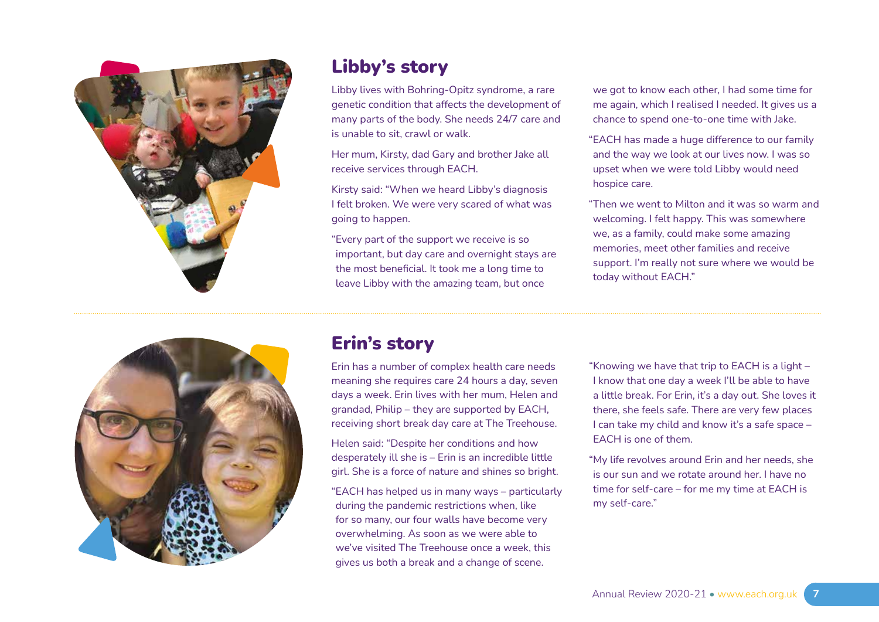## Libby's story

Libby lives with Bohring-Opitz syndrome, a rare genetic condition that affects the development of many parts of the body. She needs 24/7 care and is unable to sit, crawl or walk.

Her mum, Kirsty, dad Gary and brother Jake all receive services through EACH.

Kirsty said: "When we heard Libby's diagnosis I felt broken. We were very scared of what was going to happen.

"Every part of the support we receive is so important, but day care and overnight stays are the most beneficial. It took me a long time to leave Libby with the amazing team, but once we got to know each other, I had some time for me again, which I realised I needed. It gives us a chance to spend one-to-one time with Jake.

"EACH has made a huge difference to our family and the way we look at our lives now. I was so upset when we were told Libby would need hospice care.

"Then we went to Milton and it was so warm and welcoming. I felt happy. This was somewhere we, as a family, could make some amazing memories, meet other families and receive support. I'm really not sure where we would be today without EACH."

## Erin's story

Erin has a number of complex health care needs meaning she requires care 24 hours a day, seven days a week. Erin lives with her mum, Helen and grandad, Philip – they are supported by EACH, receiving short break day care at The Treehouse.

Helen said: "Despite her conditions and how desperately ill she is – Erin is an incredible little girl. She is a force of nature and shines so bright.

"EACH has helped us in many ways – particularly during the pandemic restrictions when, like for so many, our four walls have become very overwhelming. As soon as we were able to we've visited The Treehouse once a week, this gives us both a break and a change of scene.

"Knowing we have that trip to EACH is a light – I know that one day a week I'll be able to have a little break. For Erin, it's a day out. She loves it there, she feels safe. There are very few places I can take my child and know it's a safe space – EACH is one of them.

"My life revolves around Erin and her needs, she is our sun and we rotate around her. I have no time for self-care – for me my time at EACH is my self-care."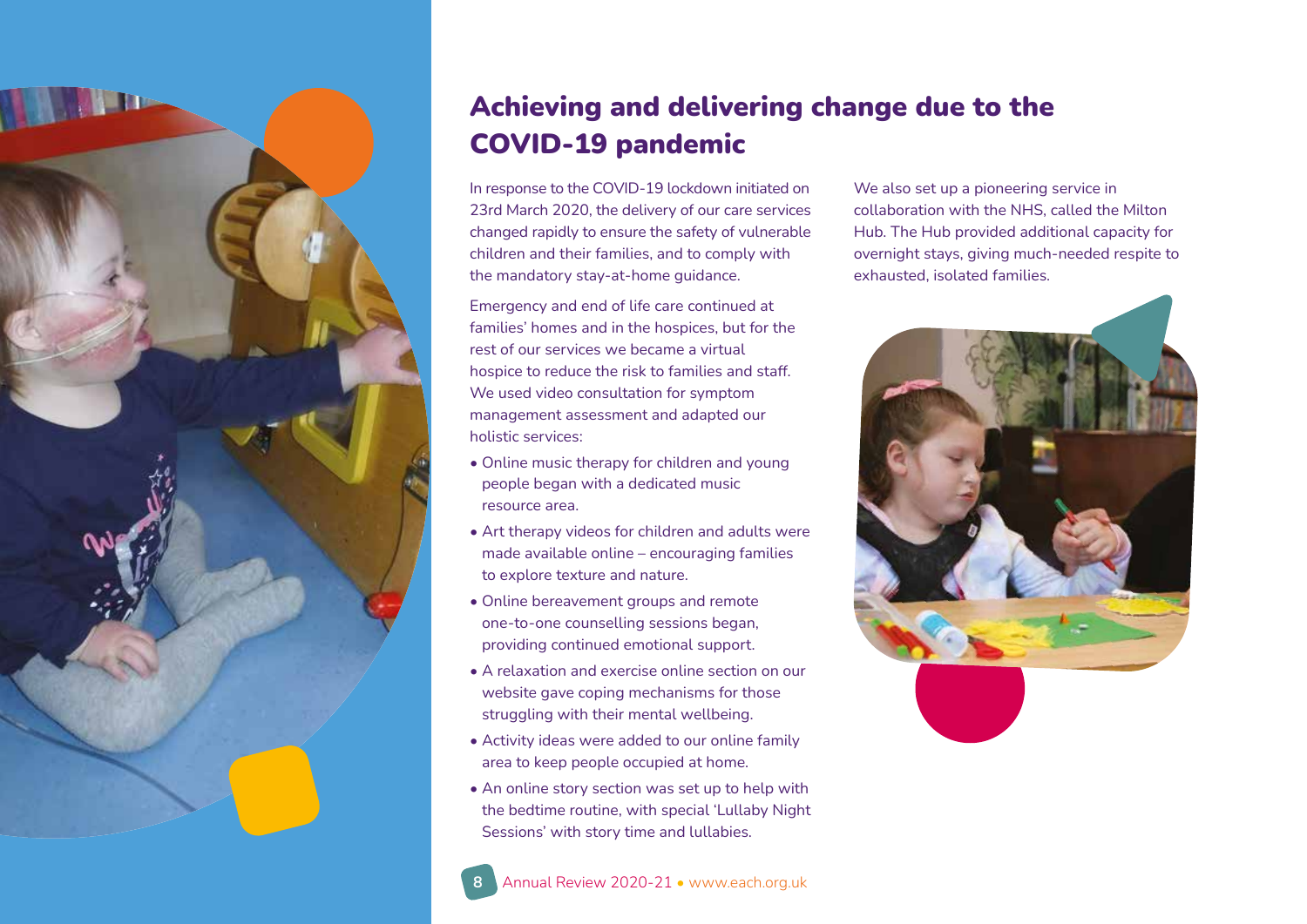# Achieving and delivering change due to the COVID-19 pandemic

In response to the COVID-19 lockdown initiated on 23rd March 2020, the delivery of our care services changed rapidly to ensure the safety of vulnerable children and their families, and to comply with the mandatory stay-at-home guidance.

Emergency and end of life care continued at families' homes and in the hospices, but for the rest of our services we became a virtual hospice to reduce the risk to families and staff. We used video consultation for symptom management assessment and adapted our holistic services:

- Online music therapy for children and young people began with a dedicated music resource area.
- Art therapy videos for children and adults were made available online – encouraging families to explore texture and nature.
- Online bereavement groups and remote one-to-one counselling sessions began, providing continued emotional support.
- A relaxation and exercise online section on our website gave coping mechanisms for those struggling with their mental wellbeing.
- Activity ideas were added to our online family area to keep people occupied at home.
- An online story section was set up to help with the bedtime routine, with special 'Lullaby Night Sessions' with story time and lullabies.

We also set up a pioneering service in collaboration with the NHS, called the Milton Hub. The Hub provided additional capacity for overnight stays, giving much-needed respite to exhausted, isolated families.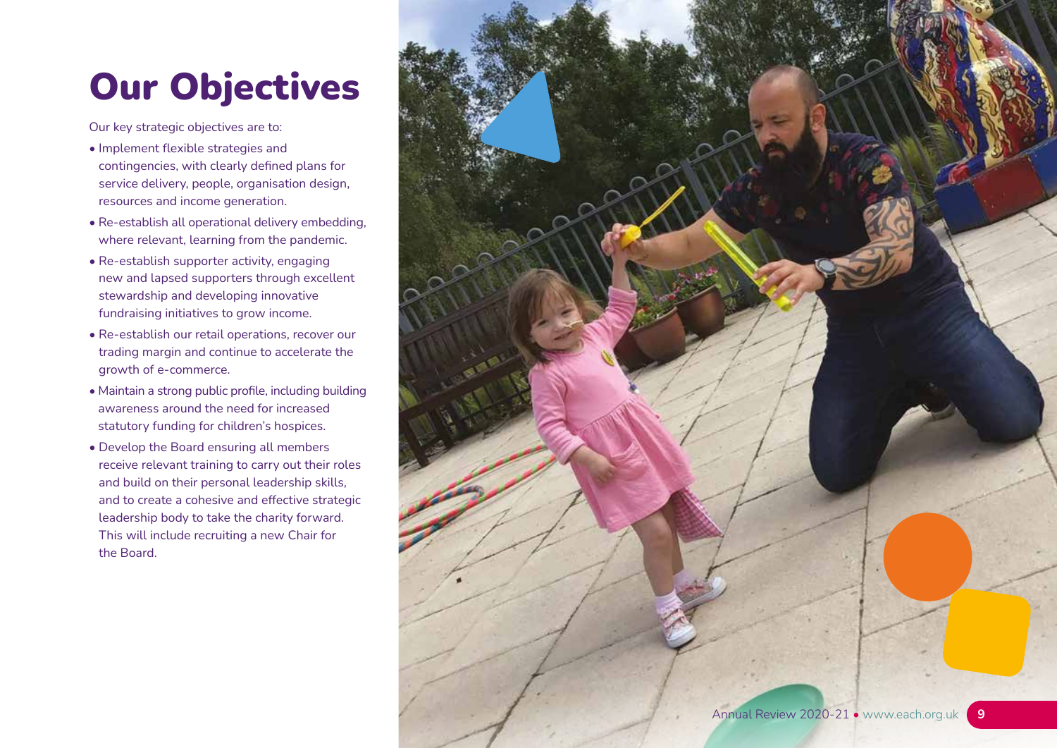# Our Objectives

Our key strategic objectives are to:

- Implement flexible strategies and contingencies, with clearly defined plans for service delivery, people, organisation design, resources and income generation.
- Re-establish all operational delivery embedding, where relevant, learning from the pandemic.
- Re-establish supporter activity, engaging new and lapsed supporters through excellent stewardship and developing innovative fundraising initiatives to grow income.
- Re-establish our retail operations, recover our trading margin and continue to accelerate the growth of e-commerce.
- Maintain a strong public profile, including building awareness around the need for increased statutory funding for children's hospices.
- Develop the Board ensuring all members receive relevant training to carry out their roles and build on their personal leadership skills, and to create a cohesive and effective strategic leadership body to take the charity forward. This will include recruiting a new Chair for the Board.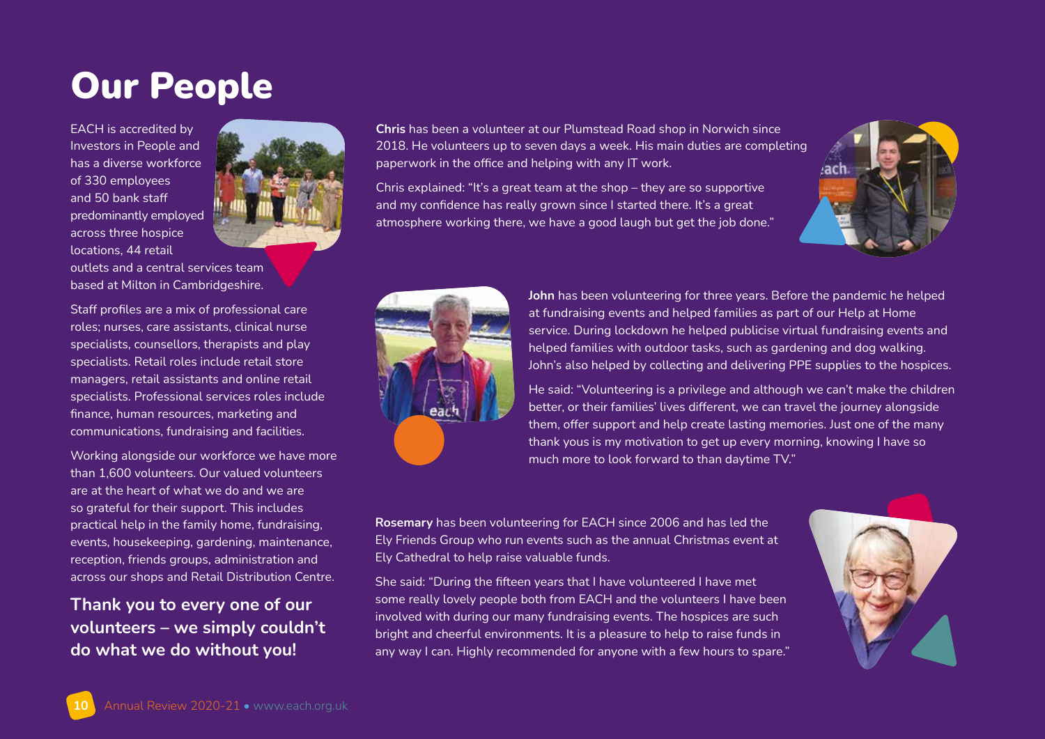# Our People

EACH is accredited by Investors in People and has a diverse workforce of 330 employees and 50 bank staff predominantly employed across three hospice locations, 44 retail outlets and a central services team based at Milton in Cambridgeshire.

Staff profiles are a mix of professional care roles; nurses, care assistants, clinical nurse specialists, counsellors, therapists and play specialists. Retail roles include retail store managers, retail assistants and online retail specialists. Professional services roles include finance, human resources, marketing and communications, fundraising and facilities.

Working alongside our workforce we have more than 1,600 volunteers. Our valued volunteers are at the heart of what we do and we are so grateful for their support. This includes practical help in the family home, fundraising, events, housekeeping, gardening, maintenance, reception, friends groups, administration and across our shops and Retail Distribution Centre.

**Thank you to every one of our volunteers – we simply couldn't do what we do without you!**

**Chris** has been a volunteer at our Plumstead Road shop in Norwich since 2018. He volunteers up to seven days a week. His main duties are completing paperwork in the office and helping with any IT work.

Chris explained: "It's a great team at the shop – they are so supportive and my confidence has really grown since I started there. It's a great atmosphere working there, we have a good laugh but get the job done."

**John** has been volunteering for three years. Before the pandemic he helped at fundraising events and helped families as part of our Help at Home service. During lockdown he helped publicise virtual fundraising events and helped families with outdoor tasks, such as gardening and dog walking. John's also helped by collecting and delivering PPE supplies to the hospices.

He said: "Volunteering is a privilege and although we can't make the children better, or their families' lives different, we can travel the journey alongside them, offer support and help create lasting memories. Just one of the many thank yous is my motivation to get up every morning, knowing I have so much more to look forward to than daytime TV."

**Rosemary** has been volunteering for EACH since 2006 and has led the Ely Friends Group who run events such as the annual Christmas event at Ely Cathedral to help raise valuable funds.

She said: "During the fifteen years that I have volunteered I have met some really lovely people both from EACH and the volunteers I have been involved with during our many fundraising events. The hospices are such bright and cheerful environments. It is a pleasure to help to raise funds in any way I can. Highly recommended for anyone with a few hours to spare."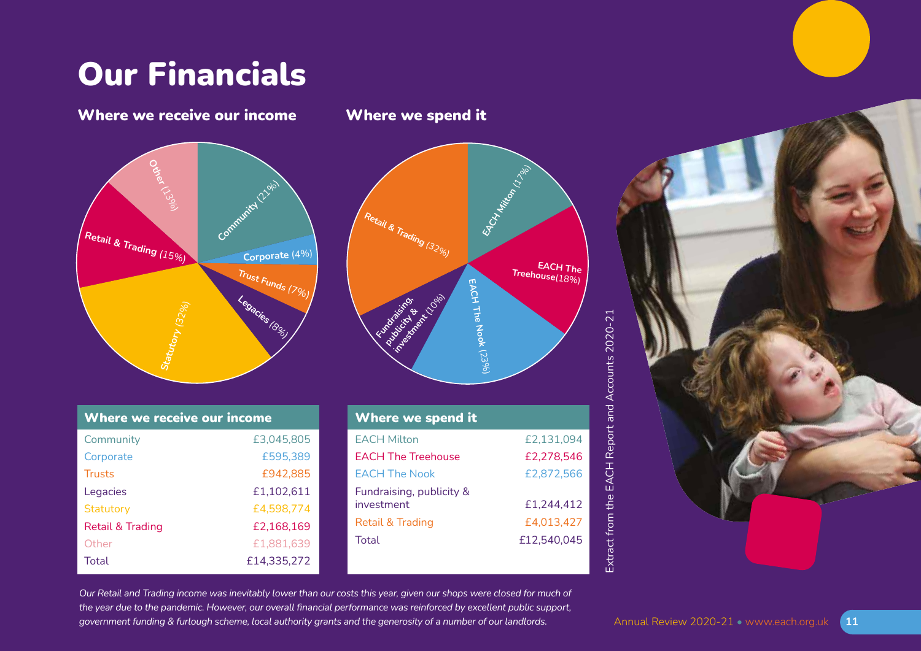# Our Financials

## Where we receive our income

| Where we receive our income | |
|---|---|
| Community | £3,045,805 |
| Corporate | £595,389 |
| Trusts | £942,885 |
| Legacies | £1,102,611 |
| Statutory | £4,598,774 |
| Retail & Trading | £2,168,169 |
| Other | £1,881,639 |
| Total | £14,335,272 |

## Where we spend it

| Where we spend it | |
|---|---|
| EACH Milton | £2,131,094 |
| EACH The Treehouse | £2,278,546 |
| EACH The Nook | £2,872,566 |
| Fundraising, publicity & investment | £1,244,412 |
| Retail & Trading | £4,013,427 |
| Total | £12,540,045 |

Extract from the EACH Report and Accounts 2020-21

*Our Retail and Trading income was inevitably lower than our costs this year, given our shops were closed for much of the year due to the pandemic. However, our overall financial performance was reinforced by excellent public support, government funding & furlough scheme, local authority grants and the generosity of a number of our landlords.*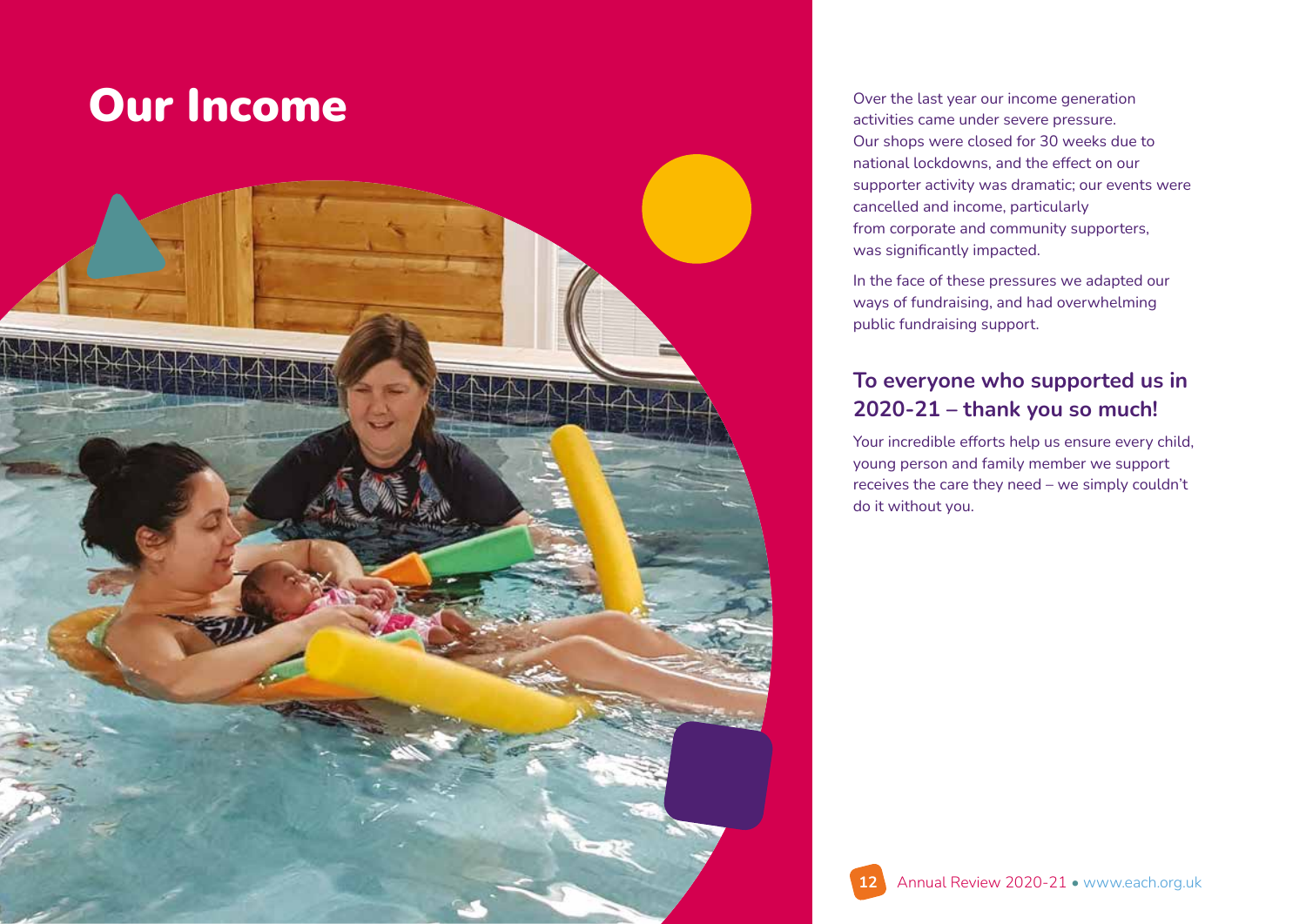# Our Income

Over the last year our income generation activities came under severe pressure. Our shops were closed for 30 weeks due to national lockdowns, and the effect on our supporter activity was dramatic; our events were cancelled and income, particularly from corporate and community supporters, was significantly impacted.

In the face of these pressures we adapted our ways of fundraising, and had overwhelming public fundraising support.

## To everyone who supported us in 2020-21 – thank you so much!

Your incredible efforts help us ensure every child, young person and family member we support receives the care they need – we simply couldn't do it without you.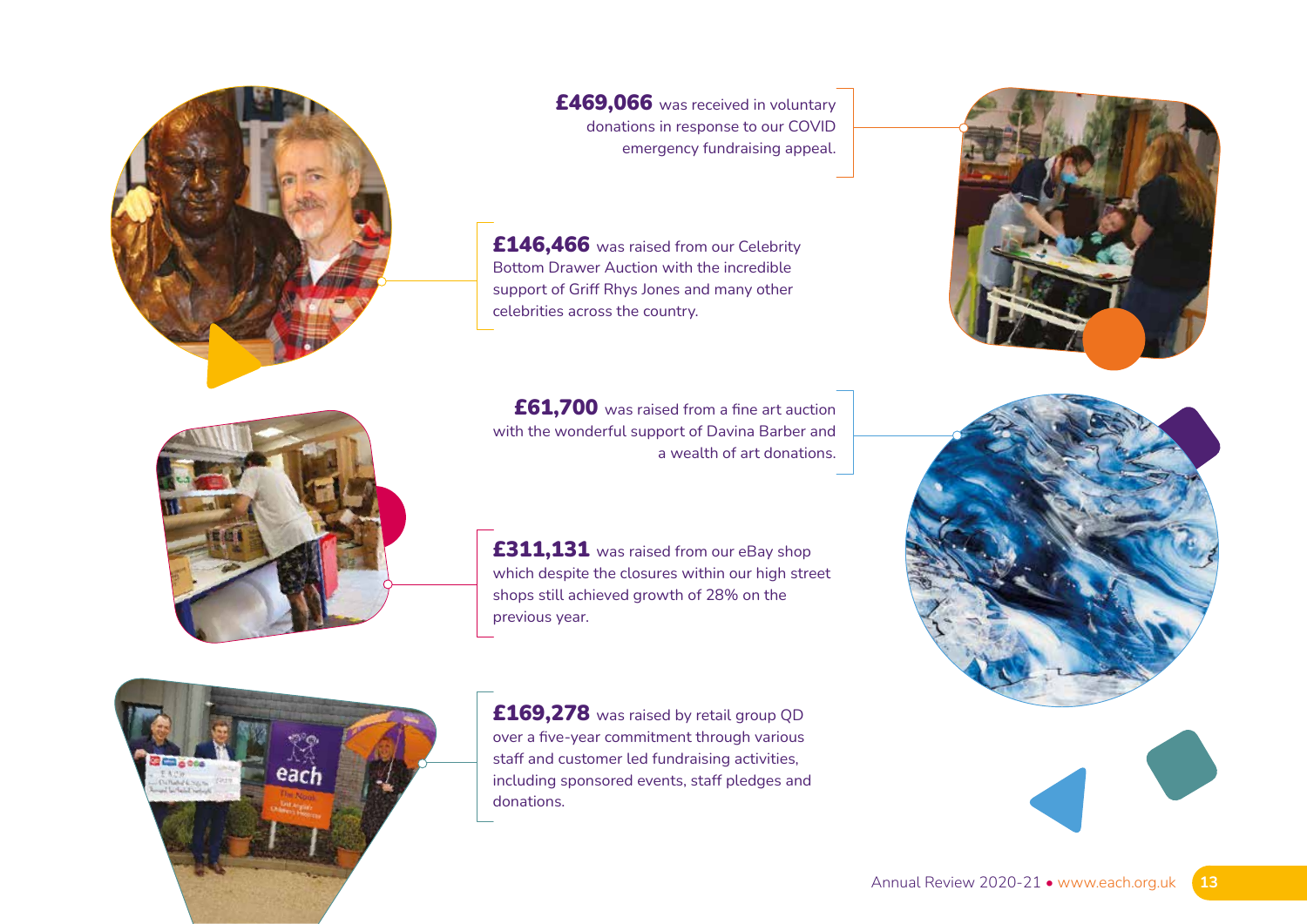**£469,066** was received in voluntary donations in response to our COVID emergency fundraising appeal.

**£146,466** was raised from our Celebrity Bottom Drawer Auction with the incredible support of Griff Rhys Jones and many other celebrities across the country.

**£61,700** was raised from a fine art auction with the wonderful support of Davina Barber and a wealth of art donations.

**£311,131** was raised from our eBay shop which despite the closures within our high street shops still achieved growth of 28% on the previous year.

**£169,278** was raised by retail group QD over a five-year commitment through various staff and customer led fundraising activities, including sponsored events, staff pledges and donations.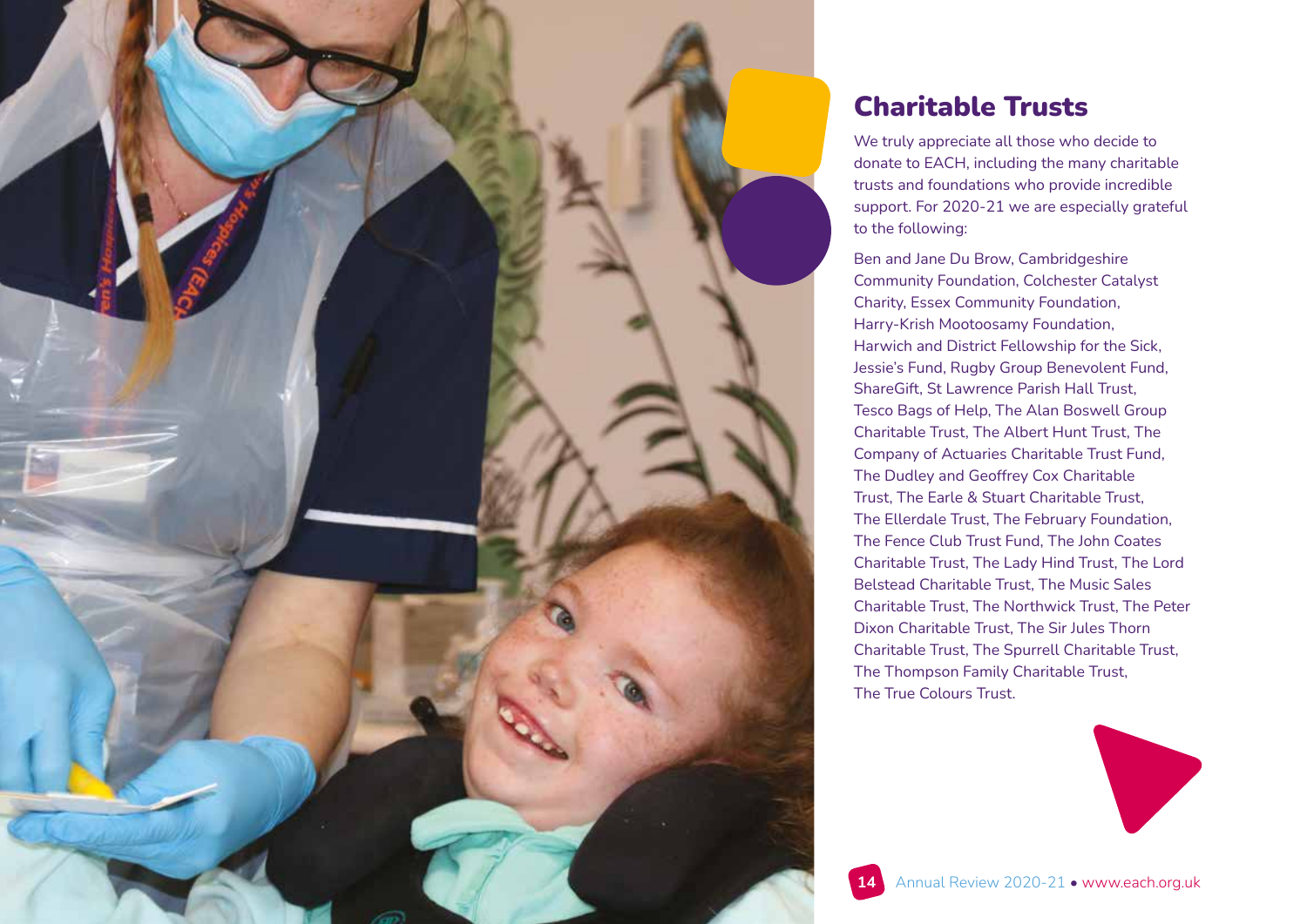## Charitable Trusts

We truly appreciate all those who decide to donate to EACH, including the many charitable trusts and foundations who provide incredible support. For 2020-21 we are especially grateful to the following:

Ben and Jane Du Brow, Cambridgeshire Community Foundation, Colchester Catalyst Charity, Essex Community Foundation, Harry-Krish Mootoosamy Foundation, Harwich and District Fellowship for the Sick, Jessie's Fund, Rugby Group Benevolent Fund, ShareGift, St Lawrence Parish Hall Trust, Tesco Bags of Help, The Alan Boswell Group Charitable Trust, The Albert Hunt Trust, The Company of Actuaries Charitable Trust Fund, The Dudley and Geoffrey Cox Charitable Trust, The Earle & Stuart Charitable Trust, The Ellerdale Trust, The February Foundation, The Fence Club Trust Fund, The John Coates Charitable Trust, The Lady Hind Trust, The Lord Belstead Charitable Trust, The Music Sales Charitable Trust, The Northwick Trust, The Peter Dixon Charitable Trust, The Sir Jules Thorn Charitable Trust, The Spurrell Charitable Trust, The Thompson Family Charitable Trust, The True Colours Trust.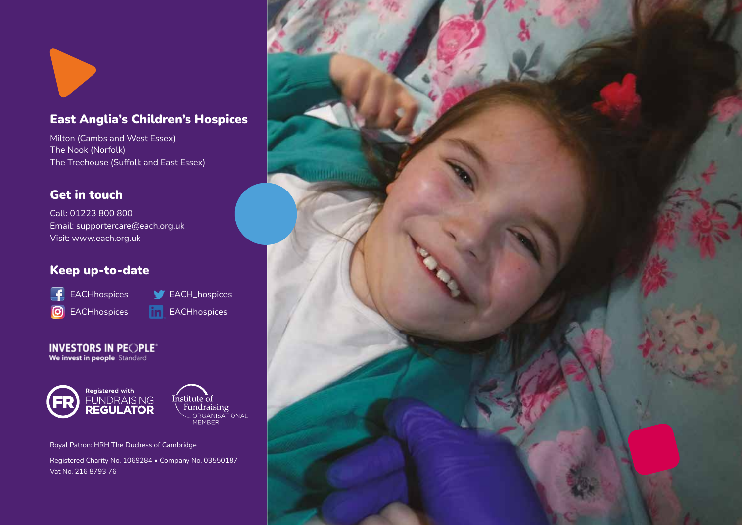## East Anglia's Children's Hospices

Milton (Cambs and West Essex)
The Nook (Norfolk)
The Treehouse (Suffolk and East Essex)

## Get in touch

Call: 01223 800 800
Email: supportercare@each.org.uk
Visit: www.each.org.uk

## Keep up-to-date

EACHhospices
EACH_hospices
EACHhospices
EACHhospices

INVESTORS IN PEOPLE
We invest in people Standard

Registered with FUNDRAISING REGULATOR

Institute of Fundraising ORGANISATIONAL MEMBER

Royal Patron: HRH The Duchess of Cambridge

Registered Charity No. 1069284 • Company No. 03550187
Vat No. 216 8793 76